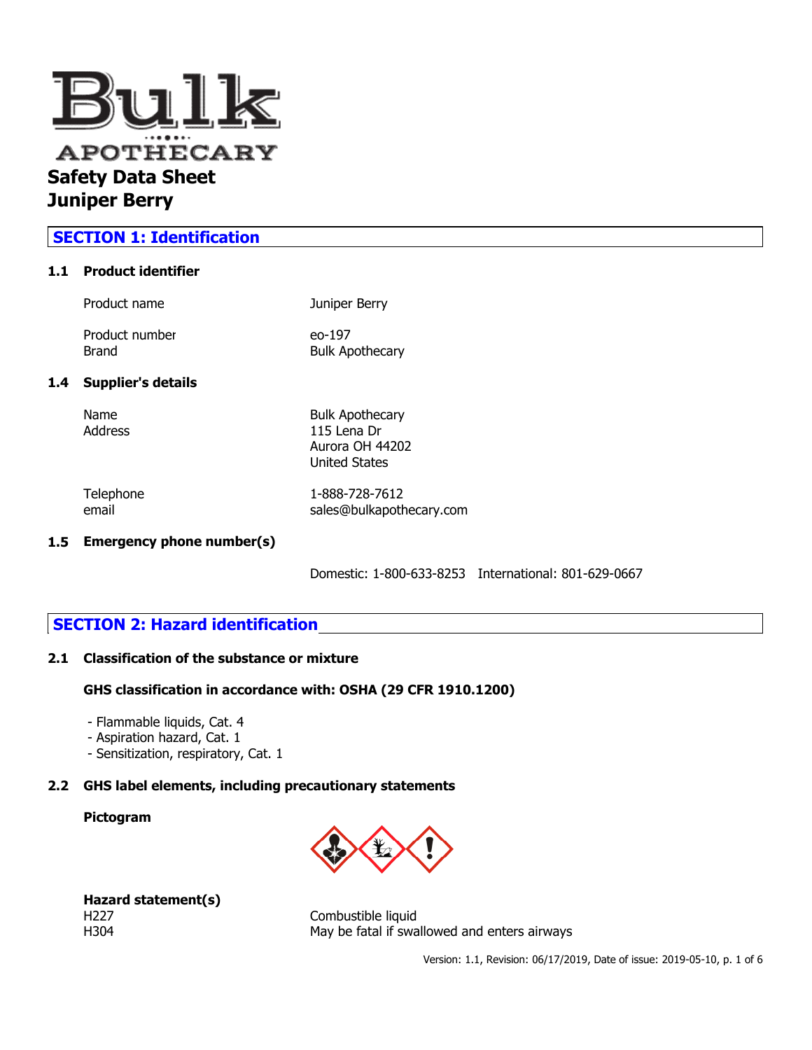# Safety Data Sheet
# Juniper Berry

## SECTION 1: Identification

### 1.1 Product identifier

| | |
|---|---|
| Product name | Juniper Berry |
| Product number | eo-197 |
| Brand | Bulk Apothecary |

### 1.4 Supplier's details

| | |
|---|---|
| Name | Bulk Apothecary |
| Address | 115 Lena Dr<br>Aurora OH 44202<br>United States |
| Telephone | 1-888-728-7612 |
| email | sales@bulkapothecary.com |

### 1.5 Emergency phone number(s)

Domestic: 1-800-633-8253   International: 801-629-0667

## SECTION 2: Hazard identification

### 2.1 Classification of the substance or mixture

**GHS classification in accordance with: OSHA (29 CFR 1910.1200)**

- Flammable liquids, Cat. 4
- Aspiration hazard, Cat. 1
- Sensitization, respiratory, Cat. 1

### 2.2 GHS label elements, including precautionary statements

**Pictogram**

**Hazard statement(s)**

| | |
|---|---|
| H227 | Combustible liquid |
| H304 | May be fatal if swallowed and enters airways |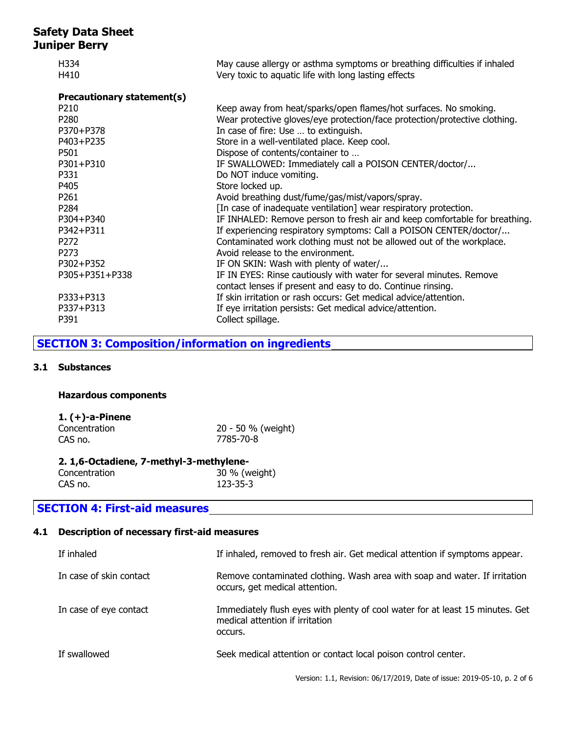| | |
|---|---|
| H334 | May cause allergy or asthma symptoms or breathing difficulties if inhaled |
| H410 | Very toxic to aquatic life with long lasting effects |

**Precautionary statement(s)**

| | |
|---|---|
| P210 | Keep away from heat/sparks/open flames/hot surfaces. No smoking. |
| P280 | Wear protective gloves/eye protection/face protection/protective clothing. |
| P370+P378 | In case of fire: Use … to extinguish. |
| P403+P235 | Store in a well-ventilated place. Keep cool. |
| P501 | Dispose of contents/container to … |
| P301+P310 | IF SWALLOWED: Immediately call a POISON CENTER/doctor/... |
| P331 | Do NOT induce vomiting. |
| P405 | Store locked up. |
| P261 | Avoid breathing dust/fume/gas/mist/vapors/spray. |
| P284 | [In case of inadequate ventilation] wear respiratory protection. |
| P304+P340 | IF INHALED: Remove person to fresh air and keep comfortable for breathing. |
| P342+P311 | If experiencing respiratory symptoms: Call a POISON CENTER/doctor/... |
| P272 | Contaminated work clothing must not be allowed out of the workplace. |
| P273 | Avoid release to the environment. |
| P302+P352 | IF ON SKIN: Wash with plenty of water/... |
| P305+P351+P338 | IF IN EYES: Rinse cautiously with water for several minutes. Remove contact lenses if present and easy to do. Continue rinsing. |
| P333+P313 | If skin irritation or rash occurs: Get medical advice/attention. |
| P337+P313 | If eye irritation persists: Get medical advice/attention. |
| P391 | Collect spillage. |

## SECTION 3: Composition/information on ingredients

### 3.1 Substances

**Hazardous components**

**1. (+)-a-Pinene**

| | |
|---|---|
| Concentration | 20 - 50 % (weight) |
| CAS no. | 7785-70-8 |

**2. 1,6-Octadiene, 7-methyl-3-methylene-**

| | |
|---|---|
| Concentration | 30 % (weight) |
| CAS no. | 123-35-3 |

## SECTION 4: First-aid measures

### 4.1 Description of necessary first-aid measures

| | |
|---|---|
| If inhaled | If inhaled, removed to fresh air. Get medical attention if symptoms appear. |
| In case of skin contact | Remove contaminated clothing. Wash area with soap and water. If irritation occurs, get medical attention. |
| In case of eye contact | Immediately flush eyes with plenty of cool water for at least 15 minutes. Get medical attention if irritation occurs. |
| If swallowed | Seek medical attention or contact local poison control center. |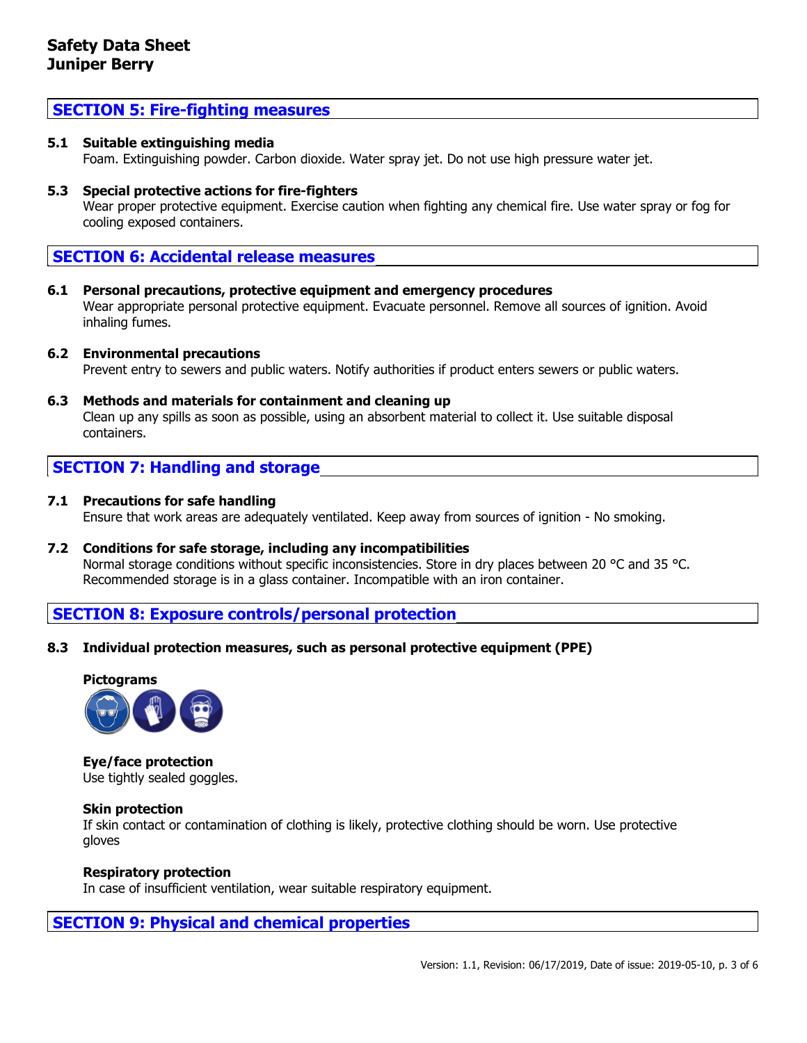## SECTION 5: Fire-fighting measures

**5.1 Suitable extinguishing media**

Foam. Extinguishing powder. Carbon dioxide. Water spray jet. Do not use high pressure water jet.

**5.3 Special protective actions for fire-fighters**

Wear proper protective equipment. Exercise caution when fighting any chemical fire. Use water spray or fog for cooling exposed containers.

## SECTION 6: Accidental release measures

**6.1 Personal precautions, protective equipment and emergency procedures**

Wear appropriate personal protective equipment. Evacuate personnel. Remove all sources of ignition. Avoid inhaling fumes.

**6.2 Environmental precautions**

Prevent entry to sewers and public waters. Notify authorities if product enters sewers or public waters.

**6.3 Methods and materials for containment and cleaning up**

Clean up any spills as soon as possible, using an absorbent material to collect it. Use suitable disposal containers.

## SECTION 7: Handling and storage

**7.1 Precautions for safe handling**

Ensure that work areas are adequately ventilated. Keep away from sources of ignition - No smoking.

**7.2 Conditions for safe storage, including any incompatibilities**

Normal storage conditions without specific inconsistencies. Store in dry places between 20 °C and 35 °C. Recommended storage is in a glass container. Incompatible with an iron container.

## SECTION 8: Exposure controls/personal protection

**8.3 Individual protection measures, such as personal protective equipment (PPE)**

**Pictograms**

**Eye/face protection**

Use tightly sealed goggles.

**Skin protection**

If skin contact or contamination of clothing is likely, protective clothing should be worn. Use protective gloves

**Respiratory protection**

In case of insufficient ventilation, wear suitable respiratory equipment.

## SECTION 9: Physical and chemical properties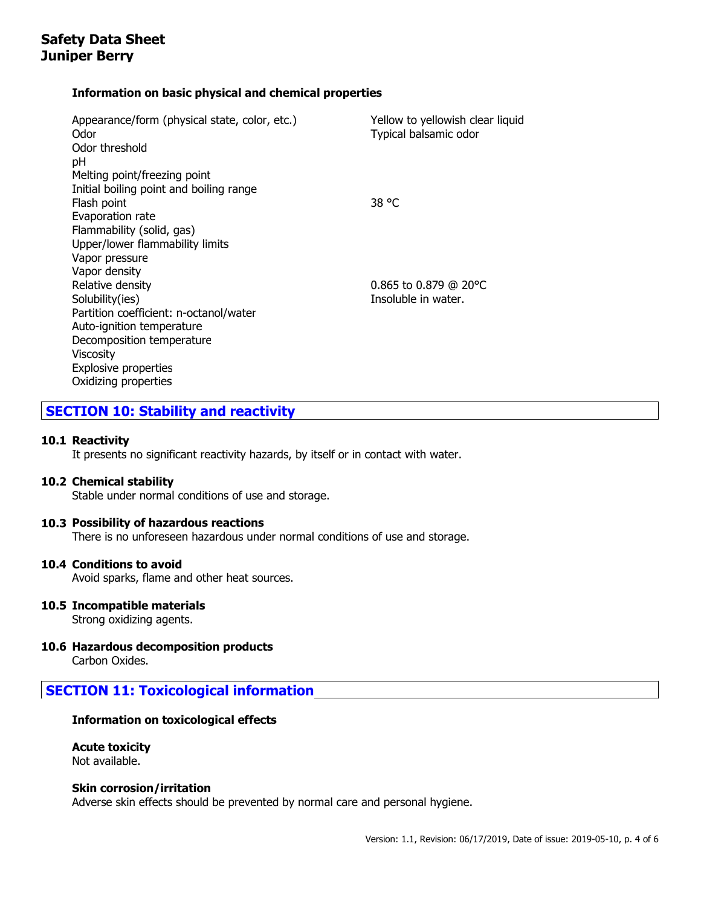### Information on basic physical and chemical properties

| Property | Value |
|---|---|
| Appearance/form (physical state, color, etc.) | Yellow to yellowish clear liquid |
| Odor | Typical balsamic odor |
| Odor threshold | |
| pH | |
| Melting point/freezing point | |
| Initial boiling point and boiling range | |
| Flash point | 38 °C |
| Evaporation rate | |
| Flammability (solid, gas) | |
| Upper/lower flammability limits | |
| Vapor pressure | |
| Vapor density | |
| Relative density | 0.865 to 0.879 @ 20°C |
| Solubility(ies) | Insoluble in water. |
| Partition coefficient: n-octanol/water | |
| Auto-ignition temperature | |
| Decomposition temperature | |
| Viscosity | |
| Explosive properties | |
| Oxidizing properties | |

## SECTION 10: Stability and reactivity

### 10.1 Reactivity

It presents no significant reactivity hazards, by itself or in contact with water.

### 10.2 Chemical stability

Stable under normal conditions of use and storage.

### 10.3 Possibility of hazardous reactions

There is no unforeseen hazardous under normal conditions of use and storage.

### 10.4 Conditions to avoid

Avoid sparks, flame and other heat sources.

### 10.5 Incompatible materials

Strong oxidizing agents.

### 10.6 Hazardous decomposition products

Carbon Oxides.

## SECTION 11: Toxicological information

### Information on toxicological effects

**Acute toxicity**

Not available.

**Skin corrosion/irritation**

Adverse skin effects should be prevented by normal care and personal hygiene.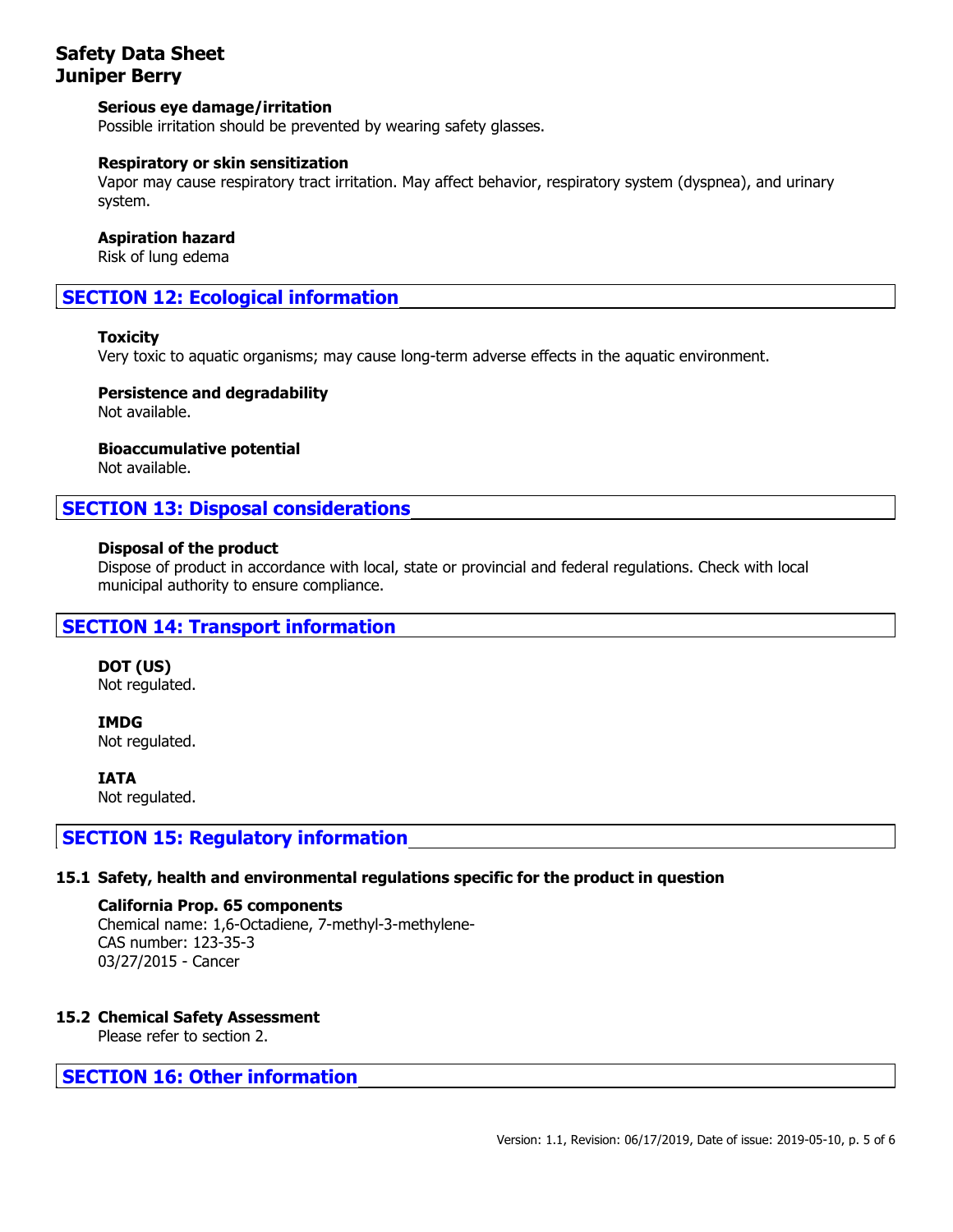#### Serious eye damage/irritation
Possible irritation should be prevented by wearing safety glasses.

#### Respiratory or skin sensitization
Vapor may cause respiratory tract irritation. May affect behavior, respiratory system (dyspnea), and urinary system.

#### Aspiration hazard
Risk of lung edema

## SECTION 12: Ecological information

#### Toxicity
Very toxic to aquatic organisms; may cause long-term adverse effects in the aquatic environment.

#### Persistence and degradability
Not available.

#### Bioaccumulative potential
Not available.

## SECTION 13: Disposal considerations

#### Disposal of the product
Dispose of product in accordance with local, state or provincial and federal regulations. Check with local municipal authority to ensure compliance.

## SECTION 14: Transport information

#### DOT (US)
Not regulated.

#### IMDG
Not regulated.

#### IATA
Not regulated.

## SECTION 15: Regulatory information

### 15.1 Safety, health and environmental regulations specific for the product in question

#### California Prop. 65 components
Chemical name: 1,6-Octadiene, 7-methyl-3-methylene-
CAS number: 123-35-3
03/27/2015 - Cancer

### 15.2 Chemical Safety Assessment
Please refer to section 2.

## SECTION 16: Other information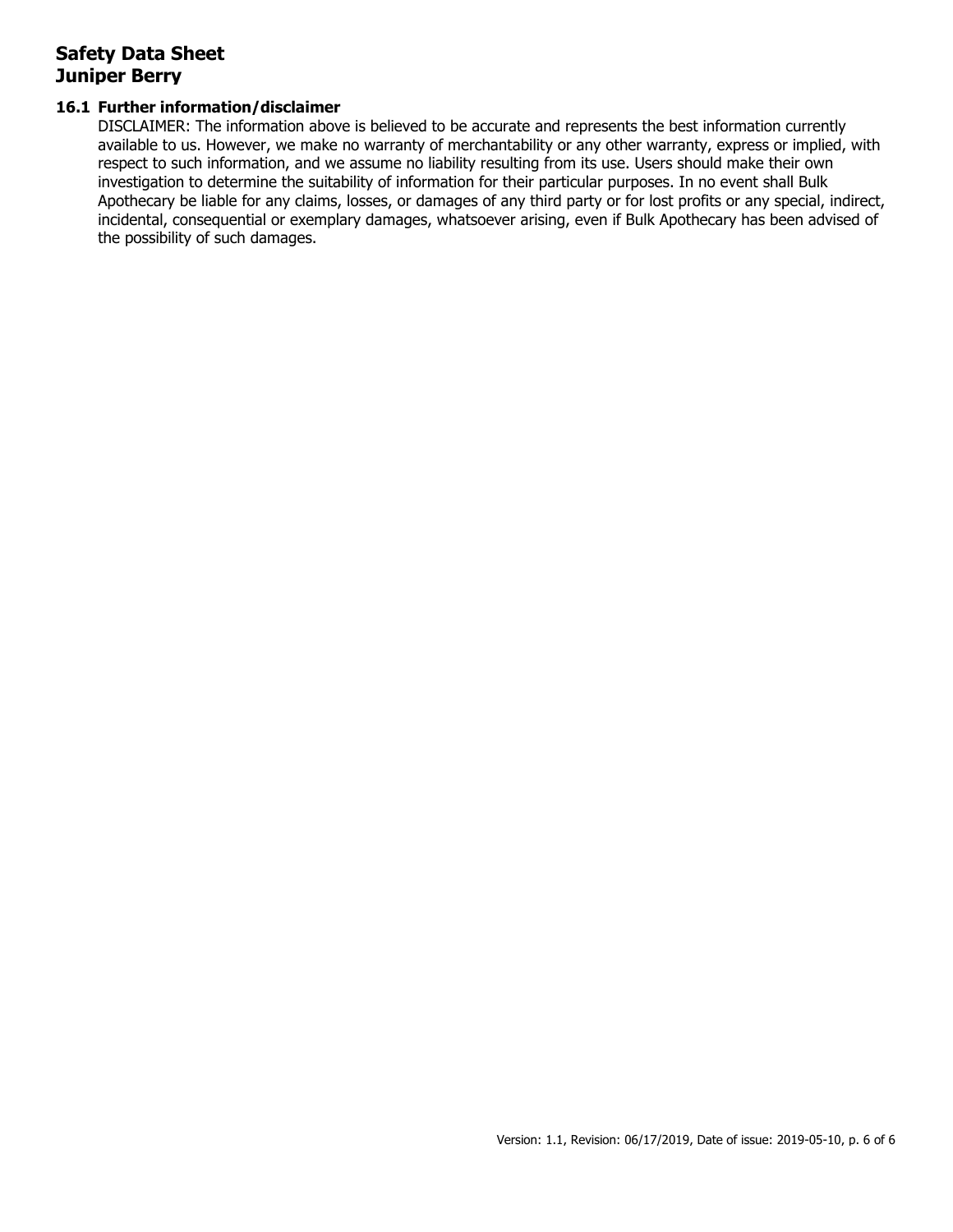### 16.1 Further information/disclaimer

DISCLAIMER: The information above is believed to be accurate and represents the best information currently available to us. However, we make no warranty of merchantability or any other warranty, express or implied, with respect to such information, and we assume no liability resulting from its use. Users should make their own investigation to determine the suitability of information for their particular purposes. In no event shall Bulk Apothecary be liable for any claims, losses, or damages of any third party or for lost profits or any special, indirect, incidental, consequential or exemplary damages, whatsoever arising, even if Bulk Apothecary has been advised of the possibility of such damages.